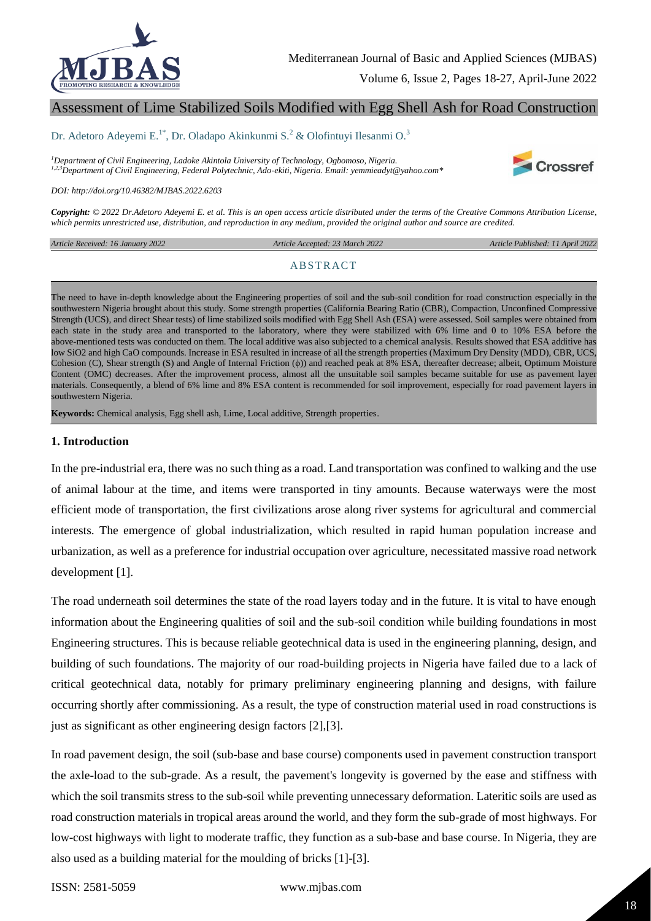# Assessment of Lime Stabilized Soils Modified with Egg Shell Ash for Road Construction

Dr. Adetoro Adeyemi E.[1*], Dr. Oladapo Akinkunmi S.[2] & Olofintuyi Ilesanmi O.[3]

[1]*Department of Civil Engineering, Ladoke Akintola University of Technology, Ogbomoso, Nigeria.*
[1,2,3]*Department of Civil Engineering, Federal Polytechnic, Ado-ekiti, Nigeria. Email: yemmieadyt@yahoo.com**

*DOI: http://doi.org/10.46382/MJBAS.2022.6203*

***Copyright:*** *© 2022 Dr.Adetoro Adeyemi E. et al. This is an open access article distributed under the terms of the Creative Commons Attribution License, which permits unrestricted use, distribution, and reproduction in any medium, provided the original author and source are credited.*

*Article Received: 16 January 2022* | *Article Accepted: 23 March 2022* | *Article Published: 11 April 2022*

## ABSTRACT

The need to have in-depth knowledge about the Engineering properties of soil and the sub-soil condition for road construction especially in the southwestern Nigeria brought about this study. Some strength properties (California Bearing Ratio (CBR), Compaction, Unconfined Compressive Strength (UCS), and direct Shear tests) of lime stabilized soils modified with Egg Shell Ash (ESA) were assessed. Soil samples were obtained from each state in the study area and transported to the laboratory, where they were stabilized with 6% lime and 0 to 10% ESA before the above-mentioned tests was conducted on them. The local additive was also subjected to a chemical analysis. Results showed that ESA additive has low $SiO_2$ and high CaO compounds. Increase in ESA resulted in increase of all the strength properties (Maximum Dry Density (MDD), CBR, UCS, Cohesion (C), Shear strength (S) and Angle of Internal Friction (ϕ)) and reached peak at 8% ESA, thereafter decrease; albeit, Optimum Moisture Content (OMC) decreases. After the improvement process, almost all the unsuitable soil samples became suitable for use as pavement layer materials. Consequently, a blend of 6% lime and 8% ESA content is recommended for soil improvement, especially for road pavement layers in southwestern Nigeria.

**Keywords:** Chemical analysis, Egg shell ash, Lime, Local additive, Strength properties.

## 1. Introduction

In the pre-industrial era, there was no such thing as a road. Land transportation was confined to walking and the use of animal labour at the time, and items were transported in tiny amounts. Because waterways were the most efficient mode of transportation, the first civilizations arose along river systems for agricultural and commercial interests. The emergence of global industrialization, which resulted in rapid human population increase and urbanization, as well as a preference for industrial occupation over agriculture, necessitated massive road network development [1].

The road underneath soil determines the state of the road layers today and in the future. It is vital to have enough information about the Engineering qualities of soil and the sub-soil condition while building foundations in most Engineering structures. This is because reliable geotechnical data is used in the engineering planning, design, and building of such foundations. The majority of our road-building projects in Nigeria have failed due to a lack of critical geotechnical data, notably for primary preliminary engineering planning and designs, with failure occurring shortly after commissioning. As a result, the type of construction material used in road constructions is just as significant as other engineering design factors [2],[3].

In road pavement design, the soil (sub-base and base course) components used in pavement construction transport the axle-load to the sub-grade. As a result, the pavement's longevity is governed by the ease and stiffness with which the soil transmits stress to the sub-soil while preventing unnecessary deformation. Lateritic soils are used as road construction materials in tropical areas around the world, and they form the sub-grade of most highways. For low-cost highways with light to moderate traffic, they function as a sub-base and base course. In Nigeria, they are also used as a building material for the moulding of bricks [1]-[3].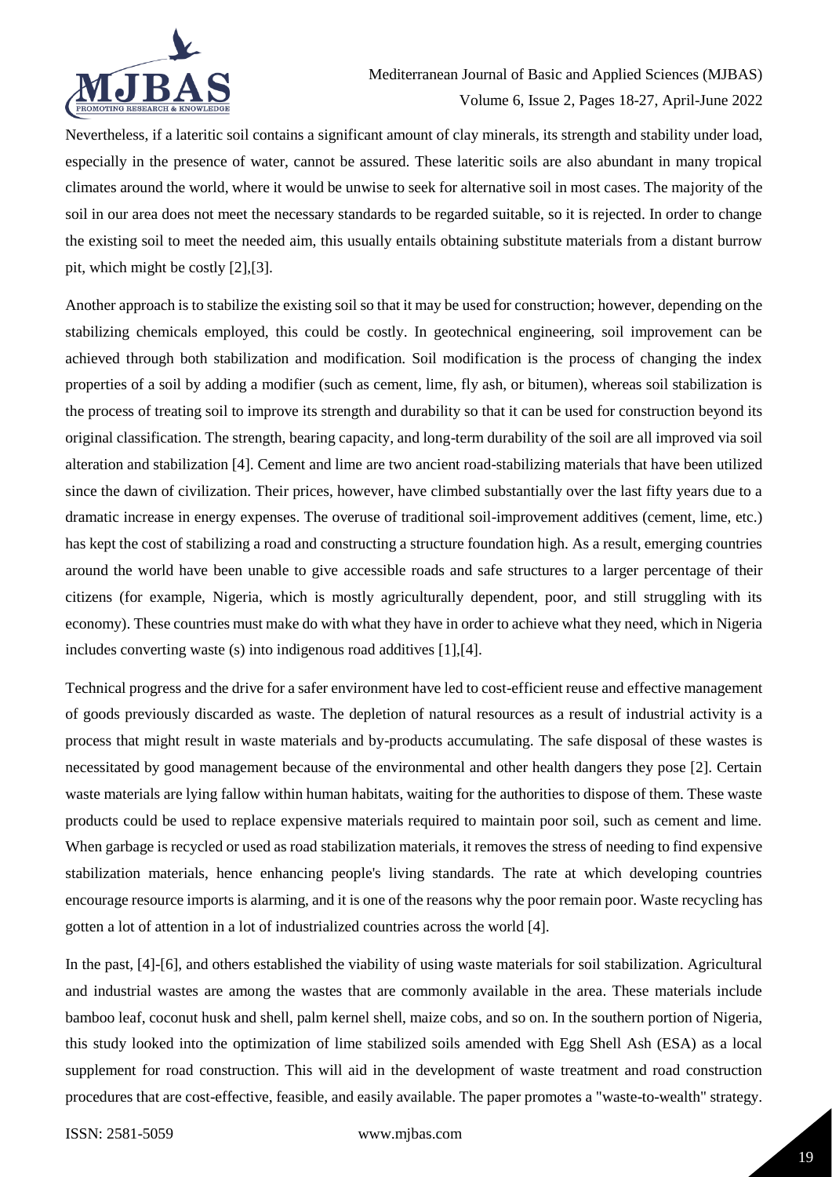Nevertheless, if a lateritic soil contains a significant amount of clay minerals, its strength and stability under load, especially in the presence of water, cannot be assured. These lateritic soils are also abundant in many tropical climates around the world, where it would be unwise to seek for alternative soil in most cases. The majority of the soil in our area does not meet the necessary standards to be regarded suitable, so it is rejected. In order to change the existing soil to meet the needed aim, this usually entails obtaining substitute materials from a distant burrow pit, which might be costly [2],[3].

Another approach is to stabilize the existing soil so that it may be used for construction; however, depending on the stabilizing chemicals employed, this could be costly. In geotechnical engineering, soil improvement can be achieved through both stabilization and modification. Soil modification is the process of changing the index properties of a soil by adding a modifier (such as cement, lime, fly ash, or bitumen), whereas soil stabilization is the process of treating soil to improve its strength and durability so that it can be used for construction beyond its original classification. The strength, bearing capacity, and long-term durability of the soil are all improved via soil alteration and stabilization [4]. Cement and lime are two ancient road-stabilizing materials that have been utilized since the dawn of civilization. Their prices, however, have climbed substantially over the last fifty years due to a dramatic increase in energy expenses. The overuse of traditional soil-improvement additives (cement, lime, etc.) has kept the cost of stabilizing a road and constructing a structure foundation high. As a result, emerging countries around the world have been unable to give accessible roads and safe structures to a larger percentage of their citizens (for example, Nigeria, which is mostly agriculturally dependent, poor, and still struggling with its economy). These countries must make do with what they have in order to achieve what they need, which in Nigeria includes converting waste (s) into indigenous road additives [1],[4].

Technical progress and the drive for a safer environment have led to cost-efficient reuse and effective management of goods previously discarded as waste. The depletion of natural resources as a result of industrial activity is a process that might result in waste materials and by-products accumulating. The safe disposal of these wastes is necessitated by good management because of the environmental and other health dangers they pose [2]. Certain waste materials are lying fallow within human habitats, waiting for the authorities to dispose of them. These waste products could be used to replace expensive materials required to maintain poor soil, such as cement and lime. When garbage is recycled or used as road stabilization materials, it removes the stress of needing to find expensive stabilization materials, hence enhancing people's living standards. The rate at which developing countries encourage resource imports is alarming, and it is one of the reasons why the poor remain poor. Waste recycling has gotten a lot of attention in a lot of industrialized countries across the world [4].

In the past, [4]-[6], and others established the viability of using waste materials for soil stabilization. Agricultural and industrial wastes are among the wastes that are commonly available in the area. These materials include bamboo leaf, coconut husk and shell, palm kernel shell, maize cobs, and so on. In the southern portion of Nigeria, this study looked into the optimization of lime stabilized soils amended with Egg Shell Ash (ESA) as a local supplement for road construction. This will aid in the development of waste treatment and road construction procedures that are cost-effective, feasible, and easily available. The paper promotes a "waste-to-wealth" strategy.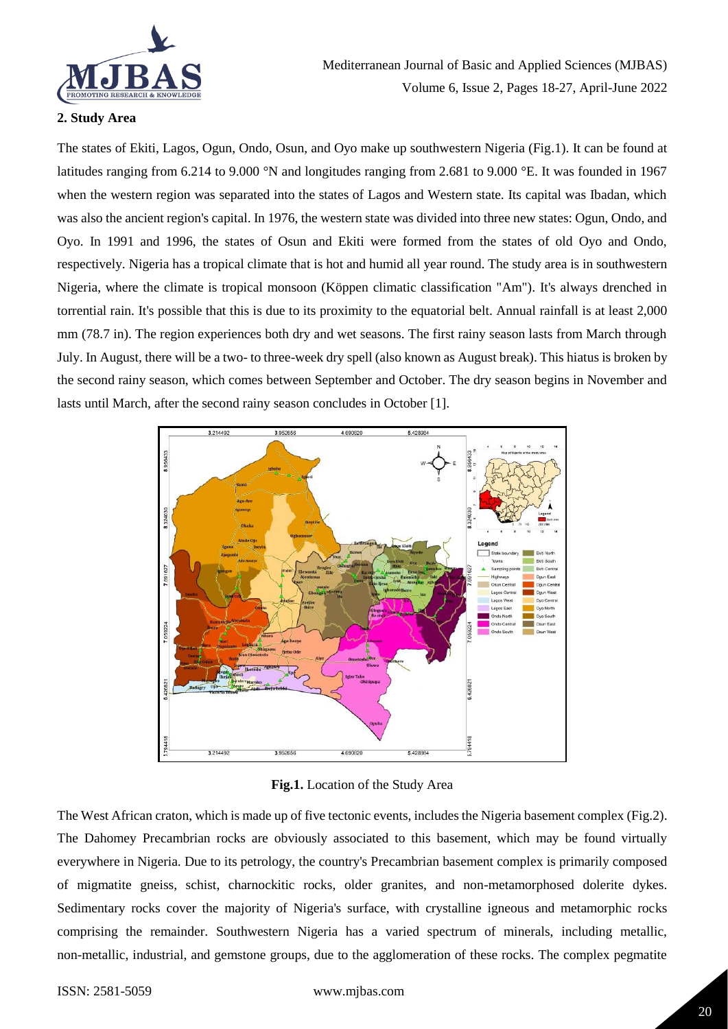## 2. Study Area

The states of Ekiti, Lagos, Ogun, Ondo, Osun, and Oyo make up southwestern Nigeria (Fig.1). It can be found at latitudes ranging from 6.214 to 9.000 °N and longitudes ranging from 2.681 to 9.000 °E. It was founded in 1967 when the western region was separated into the states of Lagos and Western state. Its capital was Ibadan, which was also the ancient region's capital. In 1976, the western state was divided into three new states: Ogun, Ondo, and Oyo. In 1991 and 1996, the states of Osun and Ekiti were formed from the states of old Oyo and Ondo, respectively. Nigeria has a tropical climate that is hot and humid all year round. The study area is in southwestern Nigeria, where the climate is tropical monsoon (Köppen climatic classification "Am"). It's always drenched in torrential rain. It's possible that this is due to its proximity to the equatorial belt. Annual rainfall is at least 2,000 mm (78.7 in). The region experiences both dry and wet seasons. The first rainy season lasts from March through July. In August, there will be a two- to three-week dry spell (also known as August break). This hiatus is broken by the second rainy season, which comes between September and October. The dry season begins in November and lasts until March, after the second rainy season concludes in October [1].

**Fig.1.** Location of the Study Area

The West African craton, which is made up of five tectonic events, includes the Nigeria basement complex (Fig.2). The Dahomey Precambrian rocks are obviously associated to this basement, which may be found virtually everywhere in Nigeria. Due to its petrology, the country's Precambrian basement complex is primarily composed of migmatite gneiss, schist, charnockitic rocks, older granites, and non-metamorphosed dolerite dykes. Sedimentary rocks cover the majority of Nigeria's surface, with crystalline igneous and metamorphic rocks comprising the remainder. Southwestern Nigeria has a varied spectrum of minerals, including metallic, non-metallic, industrial, and gemstone groups, due to the agglomeration of these rocks. The complex pegmatite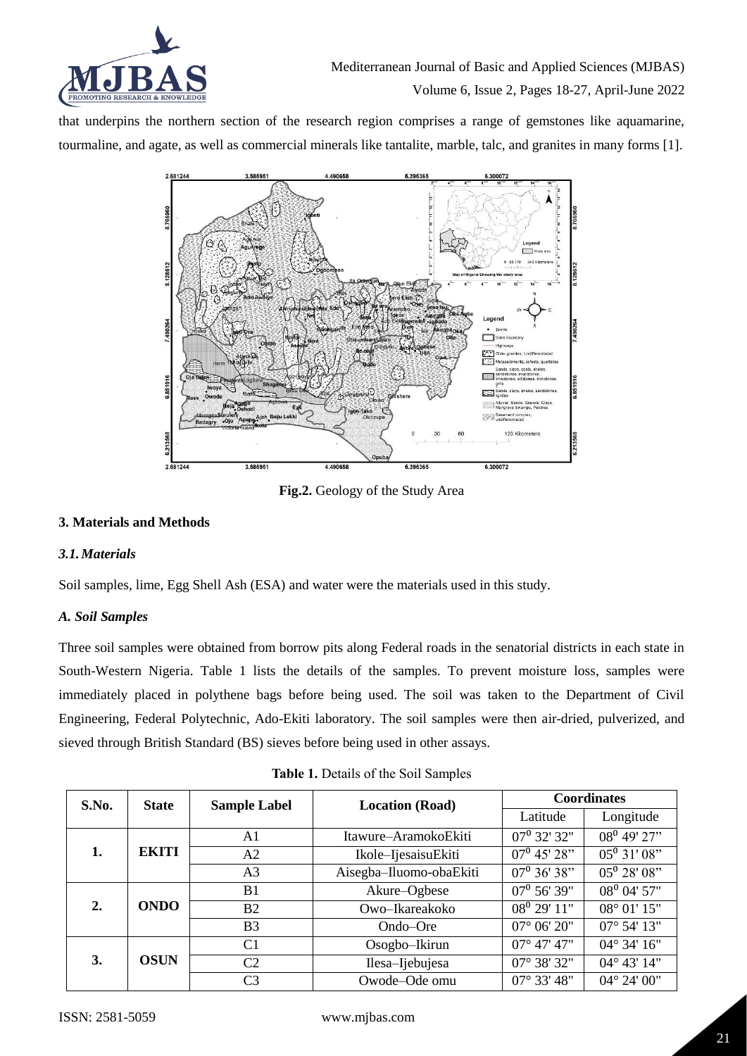that underpins the northern section of the research region comprises a range of gemstones like aquamarine, tourmaline, and agate, as well as commercial minerals like tantalite, marble, talc, and granites in many forms [1].

**Fig.2.** Geology of the Study Area

### 3. Materials and Methods

#### *3.1. Materials*

Soil samples, lime, Egg Shell Ash (ESA) and water were the materials used in this study.

#### *A. Soil Samples*

Three soil samples were obtained from borrow pits along Federal roads in the senatorial districts in each state in South-Western Nigeria. Table 1 lists the details of the samples. To prevent moisture loss, samples were immediately placed in polythene bags before being used. The soil was taken to the Department of Civil Engineering, Federal Polytechnic, Ado-Ekiti laboratory. The soil samples were then air-dried, pulverized, and sieved through British Standard (BS) sieves before being used in other assays.

**Table 1.** Details of the Soil Samples

| S.No. | State | Sample Label | Location (Road) | Coordinates | |
|---|---|---|---|---|---|
| | | | | Latitude | Longitude |
| 1. | EKITI | A1 | Itawure–AramokoEkiti | 07° 32' 32" | 08° 49' 27" |
| | | A2 | Ikole–IjesaisuEkiti | 07° 45' 28" | 05° 31' 08" |
| | | A3 | Aisegba–Iluomo-obaEkiti | 07° 36' 38" | 05° 28' 08" |
| 2. | ONDO | B1 | Akure–Ogbese | 07° 56' 39" | 08° 04' 57" |
| | | B2 | Owo–Ikareakoko | 08° 29' 11" | 08° 01' 15" |
| | | B3 | Ondo–Ore | 07° 06' 20" | 07° 54' 13" |
| 3. | OSUN | C1 | Osogbo–Ikirun | 07° 47' 47" | 04° 34' 16" |
| | | C2 | Ilesa–Ijebujesa | 07° 38' 32" | 04° 43' 14" |
| | | C3 | Owode–Ode omu | 07° 33' 48" | 04° 24' 00" |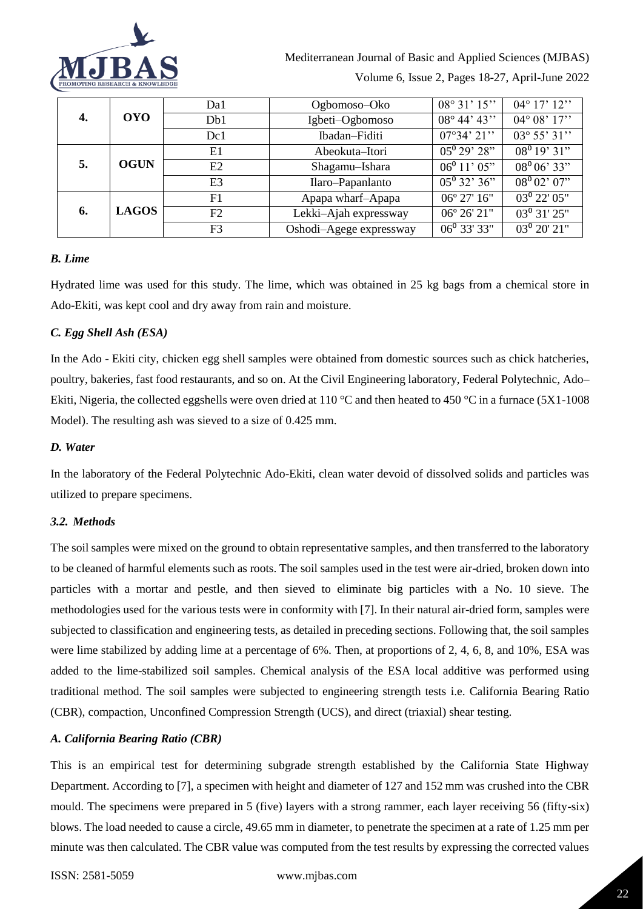| 4. | OYO | Da1 | Ogbomoso–Oko | 08° 31' 15'' | 04° 17' 12'' |
|---|---|---|---|---|---|
| | | Db1 | Igbeti–Ogbomoso | 08° 44' 43'' | 04° 08' 17'' |
| | | Dc1 | Ibadan–Fiditi | 07°34' 21'' | 03° 55' 31'' |
| 5. | OGUN | E1 | Abeokuta–Itori | $05^0$ 29' 28" | $08^0$ 19' 31" |
| | | E2 | Shagamu–Ishara | $06^0$ 11' 05" | $08^0$ 06' 33" |
| | | E3 | Ilaro–Papanlanto | $05^0$ 32' 36" | $08^0$ 02' 07" |
| 6. | LAGOS | F1 | Apapa wharf–Apapa | 06º 27' 16" | $03^0$ 22' 05" |
| | | F2 | Lekki–Ajah expressway | 06º 26' 21" | $03^0$ 31' 25" |
| | | F3 | Oshodi–Agege expressway | $06^0$ 33' 33" | $03^0$ 20' 21" |

### *B. Lime*

Hydrated lime was used for this study. The lime, which was obtained in 25 kg bags from a chemical store in Ado-Ekiti, was kept cool and dry away from rain and moisture.

### *C. Egg Shell Ash (ESA)*

In the Ado - Ekiti city, chicken egg shell samples were obtained from domestic sources such as chick hatcheries, poultry, bakeries, fast food restaurants, and so on. At the Civil Engineering laboratory, Federal Polytechnic, Ado–Ekiti, Nigeria, the collected eggshells were oven dried at 110 °C and then heated to 450 °C in a furnace (5X1-1008 Model). The resulting ash was sieved to a size of 0.425 mm.

### *D. Water*

In the laboratory of the Federal Polytechnic Ado-Ekiti, clean water devoid of dissolved solids and particles was utilized to prepare specimens.

### *3.2. Methods*

The soil samples were mixed on the ground to obtain representative samples, and then transferred to the laboratory to be cleaned of harmful elements such as roots. The soil samples used in the test were air-dried, broken down into particles with a mortar and pestle, and then sieved to eliminate big particles with a No. 10 sieve. The methodologies used for the various tests were in conformity with [7]. In their natural air-dried form, samples were subjected to classification and engineering tests, as detailed in preceding sections. Following that, the soil samples were lime stabilized by adding lime at a percentage of 6%. Then, at proportions of 2, 4, 6, 8, and 10%, ESA was added to the lime-stabilized soil samples. Chemical analysis of the ESA local additive was performed using traditional method. The soil samples were subjected to engineering strength tests i.e. California Bearing Ratio (CBR), compaction, Unconfined Compression Strength (UCS), and direct (triaxial) shear testing.

### *A. California Bearing Ratio (CBR)*

This is an empirical test for determining subgrade strength established by the California State Highway Department. According to [7], a specimen with height and diameter of 127 and 152 mm was crushed into the CBR mould. The specimens were prepared in 5 (five) layers with a strong rammer, each layer receiving 56 (fifty-six) blows. The load needed to cause a circle, 49.65 mm in diameter, to penetrate the specimen at a rate of 1.25 mm per minute was then calculated. The CBR value was computed from the test results by expressing the corrected values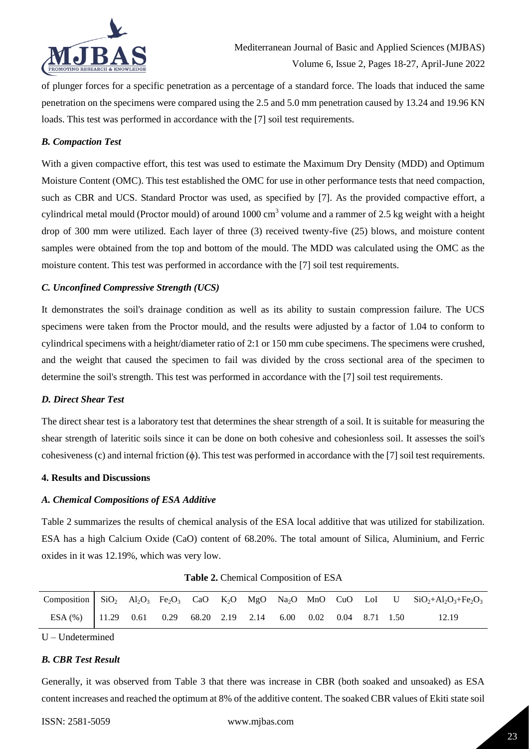of plunger forces for a specific penetration as a percentage of a standard force. The loads that induced the same penetration on the specimens were compared using the 2.5 and 5.0 mm penetration caused by 13.24 and 19.96 KN loads. This test was performed in accordance with the [7] soil test requirements.

### *B. Compaction Test*

With a given compactive effort, this test was used to estimate the Maximum Dry Density (MDD) and Optimum Moisture Content (OMC). This test established the OMC for use in other performance tests that need compaction, such as CBR and UCS. Standard Proctor was used, as specified by [7]. As the provided compactive effort, a cylindrical metal mould (Proctor mould) of around 1000 $cm^3$ volume and a rammer of 2.5 kg weight with a height drop of 300 mm were utilized. Each layer of three (3) received twenty-five (25) blows, and moisture content samples were obtained from the top and bottom of the mould. The MDD was calculated using the OMC as the moisture content. This test was performed in accordance with the [7] soil test requirements.

### *C. Unconfined Compressive Strength (UCS)*

It demonstrates the soil's drainage condition as well as its ability to sustain compression failure. The UCS specimens were taken from the Proctor mould, and the results were adjusted by a factor of 1.04 to conform to cylindrical specimens with a height/diameter ratio of 2:1 or 150 mm cube specimens. The specimens were crushed, and the weight that caused the specimen to fail was divided by the cross sectional area of the specimen to determine the soil's strength. This test was performed in accordance with the [7] soil test requirements.

### *D. Direct Shear Test*

The direct shear test is a laboratory test that determines the shear strength of a soil. It is suitable for measuring the shear strength of lateritic soils since it can be done on both cohesive and cohesionless soil. It assesses the soil's cohesiveness (c) and internal friction ($\phi$). This test was performed in accordance with the [7] soil test requirements.

## 4. Results and Discussions

### *A. Chemical Compositions of ESA Additive*

Table 2 summarizes the results of chemical analysis of the ESA local additive that was utilized for stabilization. ESA has a high Calcium Oxide (CaO) content of 68.20%. The total amount of Silica, Aluminium, and Ferric oxides in it was 12.19%, which was very low.

**Table 2.** Chemical Composition of ESA

| Composition | $SiO_2$ | $Al_2O_3$ | $Fe_2O_3$ | CaO | $K_2O$ | MgO | $Na_2O$ | MnO | CuO | LoI | U | $SiO_2+Al_2O_3+Fe_2O_3$ |
|---|---|---|---|---|---|---|---|---|---|---|---|---|
| ESA (%) | 11.29 | 0.61 | 0.29 | 68.20 | 2.19 | 2.14 | 6.00 | 0.02 | 0.04 | 8.71 | 1.50 | 12.19 |

U – Undetermined

### *B. CBR Test Result*

Generally, it was observed from Table 3 that there was increase in CBR (both soaked and unsoaked) as ESA content increases and reached the optimum at 8% of the additive content. The soaked CBR values of Ekiti state soil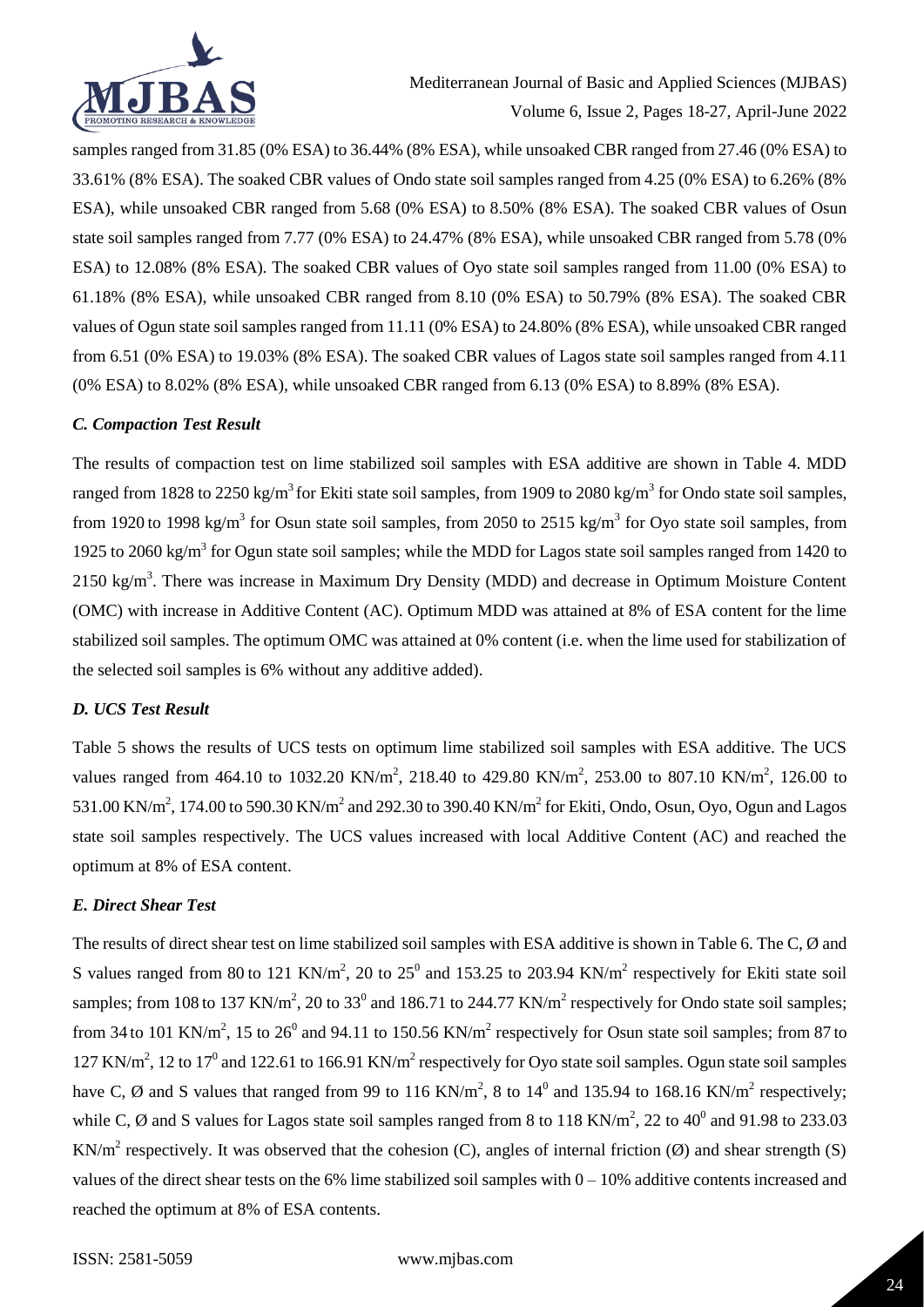samples ranged from 31.85 (0% ESA) to 36.44% (8% ESA), while unsoaked CBR ranged from 27.46 (0% ESA) to 33.61% (8% ESA). The soaked CBR values of Ondo state soil samples ranged from 4.25 (0% ESA) to 6.26% (8% ESA), while unsoaked CBR ranged from 5.68 (0% ESA) to 8.50% (8% ESA). The soaked CBR values of Osun state soil samples ranged from 7.77 (0% ESA) to 24.47% (8% ESA), while unsoaked CBR ranged from 5.78 (0% ESA) to 12.08% (8% ESA). The soaked CBR values of Oyo state soil samples ranged from 11.00 (0% ESA) to 61.18% (8% ESA), while unsoaked CBR ranged from 8.10 (0% ESA) to 50.79% (8% ESA). The soaked CBR values of Ogun state soil samples ranged from 11.11 (0% ESA) to 24.80% (8% ESA), while unsoaked CBR ranged from 6.51 (0% ESA) to 19.03% (8% ESA). The soaked CBR values of Lagos state soil samples ranged from 4.11 (0% ESA) to 8.02% (8% ESA), while unsoaked CBR ranged from 6.13 (0% ESA) to 8.89% (8% ESA).

### *C. Compaction Test Result*

The results of compaction test on lime stabilized soil samples with ESA additive are shown in Table 4. MDD ranged from 1828 to 2250 kg/m$^3$ for Ekiti state soil samples, from 1909 to 2080 kg/m$^3$ for Ondo state soil samples, from 1920 to 1998 kg/m$^3$ for Osun state soil samples, from 2050 to 2515 kg/m$^3$ for Oyo state soil samples, from 1925 to 2060 kg/m$^3$ for Ogun state soil samples; while the MDD for Lagos state soil samples ranged from 1420 to 2150 kg/m$^3$. There was increase in Maximum Dry Density (MDD) and decrease in Optimum Moisture Content (OMC) with increase in Additive Content (AC). Optimum MDD was attained at 8% of ESA content for the lime stabilized soil samples. The optimum OMC was attained at 0% content (i.e. when the lime used for stabilization of the selected soil samples is 6% without any additive added).

### *D. UCS Test Result*

Table 5 shows the results of UCS tests on optimum lime stabilized soil samples with ESA additive. The UCS values ranged from 464.10 to 1032.20 KN/m$^2$, 218.40 to 429.80 KN/m$^2$, 253.00 to 807.10 KN/m$^2$, 126.00 to 531.00 KN/m$^2$, 174.00 to 590.30 KN/m$^2$ and 292.30 to 390.40 KN/m$^2$ for Ekiti, Ondo, Osun, Oyo, Ogun and Lagos state soil samples respectively. The UCS values increased with local Additive Content (AC) and reached the optimum at 8% of ESA content.

### *E. Direct Shear Test*

The results of direct shear test on lime stabilized soil samples with ESA additive is shown in Table 6. The C, Ø and S values ranged from 80 to 121 KN/m$^2$, 20 to 25$^0$ and 153.25 to 203.94 KN/m$^2$ respectively for Ekiti state soil samples; from 108 to 137 KN/m$^2$, 20 to 33$^0$ and 186.71 to 244.77 KN/m$^2$ respectively for Ondo state soil samples; from 34 to 101 KN/m$^2$, 15 to 26$^0$ and 94.11 to 150.56 KN/m$^2$ respectively for Osun state soil samples; from 87 to 127 KN/m$^2$, 12 to 17$^0$ and 122.61 to 166.91 KN/m$^2$ respectively for Oyo state soil samples. Ogun state soil samples have C, Ø and S values that ranged from 99 to 116 KN/m$^2$, 8 to 14$^0$ and 135.94 to 168.16 KN/m$^2$ respectively; while C, Ø and S values for Lagos state soil samples ranged from 8 to 118 KN/m$^2$, 22 to 40$^0$ and 91.98 to 233.03 KN/m$^2$ respectively. It was observed that the cohesion (C), angles of internal friction (Ø) and shear strength (S) values of the direct shear tests on the 6% lime stabilized soil samples with 0 – 10% additive contents increased and reached the optimum at 8% of ESA contents.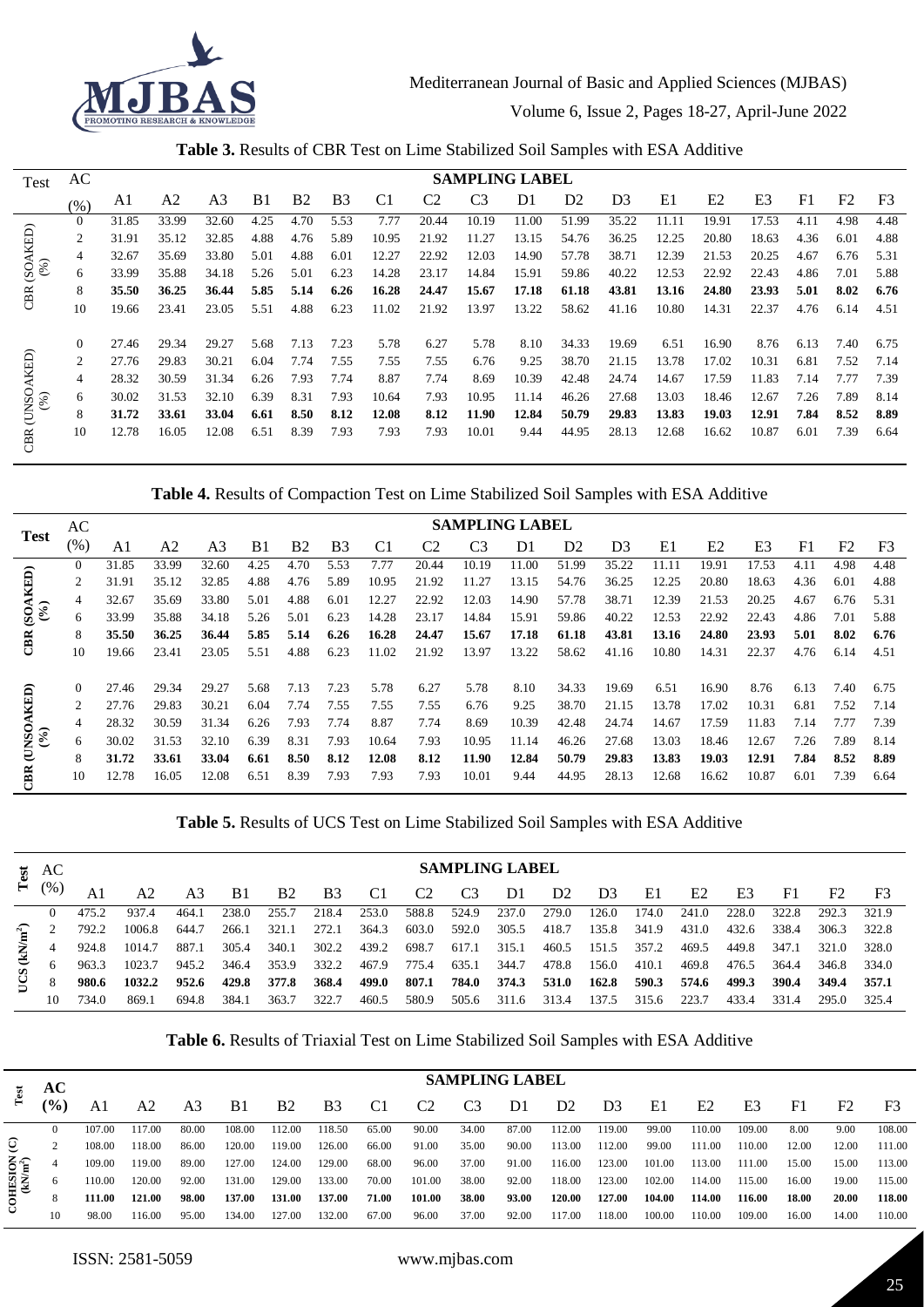**Table 3.** Results of CBR Test on Lime Stabilized Soil Samples with ESA Additive

| Test | AC (%) | A1 | A2 | A3 | B1 | B2 | B3 | C1 | C2 | C3 | D1 | D2 | D3 | E1 | E2 | E3 | F1 | F2 | F3 |
|---|---|---|---|---|---|---|---|---|---|---|---|---|---|---|---|---|---|---|---|
| | | **SAMPLING LABEL** | | | | | | | | | | | | | | | | | |
| CBR (SOAKED) (%) | 0 | 31.85 | 33.99 | 32.60 | 4.25 | 4.70 | 5.53 | 7.77 | 20.44 | 10.19 | 11.00 | 51.99 | 35.22 | 11.11 | 19.91 | 17.53 | 4.11 | 4.98 | 4.48 |
| | 2 | 31.91 | 35.12 | 32.85 | 4.88 | 4.76 | 5.89 | 10.95 | 21.92 | 11.27 | 13.15 | 54.76 | 36.25 | 12.25 | 20.80 | 18.63 | 4.36 | 6.01 | 4.88 |
| | 4 | 32.67 | 35.69 | 33.80 | 5.01 | 4.88 | 6.01 | 12.27 | 22.92 | 12.03 | 14.90 | 57.78 | 38.71 | 12.39 | 21.53 | 20.25 | 4.67 | 6.76 | 5.31 |
| | 6 | 33.99 | 35.88 | 34.18 | 5.26 | 5.01 | 6.23 | 14.28 | 23.17 | 14.84 | 15.91 | 59.86 | 40.22 | 12.53 | 22.92 | 22.43 | 4.86 | 7.01 | 5.88 |
| | 8 | **35.50** | **36.25** | **36.44** | **5.85** | **5.14** | **6.26** | **16.28** | **24.47** | **15.67** | **17.18** | **61.18** | **43.81** | **13.16** | **24.80** | **23.93** | **5.01** | **8.02** | **6.76** |
| | 10 | 19.66 | 23.41 | 23.05 | 5.51 | 4.88 | 6.23 | 11.02 | 21.92 | 13.97 | 13.22 | 58.62 | 41.16 | 10.80 | 14.31 | 22.37 | 4.76 | 6.14 | 4.51 |
| CBR (UNSOAKED) (%) | 0 | 27.46 | 29.34 | 29.27 | 5.68 | 7.13 | 7.23 | 5.78 | 6.27 | 5.78 | 8.10 | 34.33 | 19.69 | 6.51 | 16.90 | 8.76 | 6.13 | 7.40 | 6.75 |
| | 2 | 27.76 | 29.83 | 30.21 | 6.04 | 7.74 | 7.55 | 7.55 | 7.55 | 6.76 | 9.25 | 38.70 | 21.15 | 13.78 | 17.02 | 10.31 | 6.81 | 7.52 | 7.14 |
| | 4 | 28.32 | 30.59 | 31.34 | 6.26 | 7.93 | 7.74 | 8.87 | 7.74 | 8.69 | 10.39 | 42.48 | 24.74 | 14.67 | 17.59 | 11.83 | 7.14 | 7.77 | 7.39 |
| | 6 | 30.02 | 31.53 | 32.10 | 6.39 | 8.31 | 7.93 | 10.64 | 7.93 | 10.95 | 11.14 | 46.26 | 27.68 | 13.03 | 18.46 | 12.67 | 7.26 | 7.89 | 8.14 |
| | 8 | **31.72** | **33.61** | **33.04** | **6.61** | **8.50** | **8.12** | **12.08** | **8.12** | **11.90** | **12.84** | **50.79** | **29.83** | **13.83** | **19.03** | **12.91** | **7.84** | **8.52** | **8.89** |
| | 10 | 12.78 | 16.05 | 12.08 | 6.51 | 8.39 | 7.93 | 7.93 | 7.93 | 10.01 | 9.44 | 44.95 | 28.13 | 12.68 | 16.62 | 10.87 | 6.01 | 7.39 | 6.64 |

**Table 4.** Results of Compaction Test on Lime Stabilized Soil Samples with ESA Additive

| Test | AC (%) | A1 | A2 | A3 | B1 | B2 | B3 | C1 | C2 | C3 | D1 | D2 | D3 | E1 | E2 | E3 | F1 | F2 | F3 |
|---|---|---|---|---|---|---|---|---|---|---|---|---|---|---|---|---|---|---|---|
| | | **SAMPLING LABEL** | | | | | | | | | | | | | | | | | |
| CBR (SOAKED) (%) | 0 | 31.85 | 33.99 | 32.60 | 4.25 | 4.70 | 5.53 | 7.77 | 20.44 | 10.19 | 11.00 | 51.99 | 35.22 | 11.11 | 19.91 | 17.53 | 4.11 | 4.98 | 4.48 |
| | 2 | 31.91 | 35.12 | 32.85 | 4.88 | 4.76 | 5.89 | 10.95 | 21.92 | 11.27 | 13.15 | 54.76 | 36.25 | 12.25 | 20.80 | 18.63 | 4.36 | 6.01 | 4.88 |
| | 4 | 32.67 | 35.69 | 33.80 | 5.01 | 4.88 | 6.01 | 12.27 | 22.92 | 12.03 | 14.90 | 57.78 | 38.71 | 12.39 | 21.53 | 20.25 | 4.67 | 6.76 | 5.31 |
| | 6 | 33.99 | 35.88 | 34.18 | 5.26 | 5.01 | 6.23 | 14.28 | 23.17 | 14.84 | 15.91 | 59.86 | 40.22 | 12.53 | 22.92 | 22.43 | 4.86 | 7.01 | 5.88 |
| | 8 | **35.50** | **36.25** | **36.44** | **5.85** | **5.14** | **6.26** | **16.28** | **24.47** | **15.67** | **17.18** | **61.18** | **43.81** | **13.16** | **24.80** | **23.93** | **5.01** | **8.02** | **6.76** |
| | 10 | 19.66 | 23.41 | 23.05 | 5.51 | 4.88 | 6.23 | 11.02 | 21.92 | 13.97 | 13.22 | 58.62 | 41.16 | 10.80 | 14.31 | 22.37 | 4.76 | 6.14 | 4.51 |
| CBR (UNSOAKED) (%) | 0 | 27.46 | 29.34 | 29.27 | 5.68 | 7.13 | 7.23 | 5.78 | 6.27 | 5.78 | 8.10 | 34.33 | 19.69 | 6.51 | 16.90 | 8.76 | 6.13 | 7.40 | 6.75 |
| | 2 | 27.76 | 29.83 | 30.21 | 6.04 | 7.74 | 7.55 | 7.55 | 7.55 | 6.76 | 9.25 | 38.70 | 21.15 | 13.78 | 17.02 | 10.31 | 6.81 | 7.52 | 7.14 |
| | 4 | 28.32 | 30.59 | 31.34 | 6.26 | 7.93 | 7.74 | 8.87 | 7.74 | 8.69 | 10.39 | 42.48 | 24.74 | 14.67 | 17.59 | 11.83 | 7.14 | 7.77 | 7.39 |
| | 6 | 30.02 | 31.53 | 32.10 | 6.39 | 8.31 | 7.93 | 10.64 | 7.93 | 10.95 | 11.14 | 46.26 | 27.68 | 13.03 | 18.46 | 12.67 | 7.26 | 7.89 | 8.14 |
| | 8 | **31.72** | **33.61** | **33.04** | **6.61** | **8.50** | **8.12** | **12.08** | **8.12** | **11.90** | **12.84** | **50.79** | **29.83** | **13.83** | **19.03** | **12.91** | **7.84** | **8.52** | **8.89** |
| | 10 | 12.78 | 16.05 | 12.08 | 6.51 | 8.39 | 7.93 | 7.93 | 7.93 | 10.01 | 9.44 | 44.95 | 28.13 | 12.68 | 16.62 | 10.87 | 6.01 | 7.39 | 6.64 |

**Table 5.** Results of UCS Test on Lime Stabilized Soil Samples with ESA Additive

| Test | AC (%) | A1 | A2 | A3 | B1 | B2 | B3 | C1 | C2 | C3 | D1 | D2 | D3 | E1 | E2 | E3 | F1 | F2 | F3 |
|---|---|---|---|---|---|---|---|---|---|---|---|---|---|---|---|---|---|---|---|
| | | **SAMPLING LABEL** | | | | | | | | | | | | | | | | | |
| UCS ($kN/m^2$) | 0 | 475.2 | 937.4 | 464.1 | 238.0 | 255.7 | 218.4 | 253.0 | 588.8 | 524.9 | 237.0 | 279.0 | 126.0 | 174.0 | 241.0 | 228.0 | 322.8 | 292.3 | 321.9 |
| | 2 | 792.2 | 1006.8 | 644.7 | 266.1 | 321.1 | 272.1 | 364.3 | 603.0 | 592.0 | 305.5 | 418.7 | 135.8 | 341.9 | 431.0 | 432.6 | 338.4 | 306.3 | 322.8 |
| | 4 | 924.8 | 1014.7 | 887.1 | 305.4 | 340.1 | 302.2 | 439.2 | 698.7 | 617.1 | 315.1 | 460.5 | 151.5 | 357.2 | 469.5 | 449.8 | 347.1 | 321.0 | 328.0 |
| | 6 | 963.3 | 1023.7 | 945.2 | 346.4 | 353.9 | 332.2 | 467.9 | 775.4 | 635.1 | 344.7 | 478.8 | 156.0 | 410.1 | 469.8 | 476.5 | 364.4 | 346.8 | 334.0 |
| | 8 | **980.6** | **1032.2** | **952.6** | **429.8** | **377.8** | **368.4** | **499.0** | **807.1** | **784.0** | **374.3** | **531.0** | **162.8** | **590.3** | **574.6** | **499.3** | **390.4** | **349.4** | **357.1** |
| | 10 | 734.0 | 869.1 | 694.8 | 384.1 | 363.7 | 322.7 | 460.5 | 580.9 | 505.6 | 311.6 | 313.4 | 137.5 | 315.6 | 223.7 | 433.4 | 331.4 | 295.0 | 325.4 |

**Table 6.** Results of Triaxial Test on Lime Stabilized Soil Samples with ESA Additive

| Test | AC (%) | A1 | A2 | A3 | B1 | B2 | B3 | C1 | C2 | C3 | D1 | D2 | D3 | E1 | E2 | E3 | F1 | F2 | F3 |
|---|---|---|---|---|---|---|---|---|---|---|---|---|---|---|---|---|---|---|---|
| | | **SAMPLING LABEL** | | | | | | | | | | | | | | | | | |
| COHESION (C) ($kN/m^2$) | 0 | 107.00 | 117.00 | 80.00 | 108.00 | 112.00 | 118.50 | 65.00 | 90.00 | 34.00 | 87.00 | 112.00 | 119.00 | 99.00 | 110.00 | 109.00 | 8.00 | 9.00 | 108.00 |
| | 2 | 108.00 | 118.00 | 86.00 | 120.00 | 119.00 | 126.00 | 66.00 | 91.00 | 35.00 | 90.00 | 113.00 | 112.00 | 99.00 | 111.00 | 110.00 | 12.00 | 12.00 | 111.00 |
| | 4 | 109.00 | 119.00 | 89.00 | 127.00 | 124.00 | 129.00 | 68.00 | 96.00 | 37.00 | 91.00 | 116.00 | 123.00 | 101.00 | 113.00 | 111.00 | 15.00 | 15.00 | 113.00 |
| | 6 | 110.00 | 120.00 | 92.00 | 131.00 | 129.00 | 133.00 | 70.00 | 101.00 | 38.00 | 92.00 | 118.00 | 123.00 | 102.00 | 114.00 | 115.00 | 16.00 | 19.00 | 115.00 |
| | 8 | **111.00** | **121.00** | **98.00** | **137.00** | **131.00** | **137.00** | **71.00** | **101.00** | **38.00** | **93.00** | **120.00** | **127.00** | **104.00** | **114.00** | **116.00** | **18.00** | **20.00** | **118.00** |
| | 10 | 98.00 | 116.00 | 95.00 | 134.00 | 127.00 | 132.00 | 67.00 | 96.00 | 37.00 | 92.00 | 117.00 | 118.00 | 100.00 | 110.00 | 109.00 | 16.00 | 14.00 | 110.00 |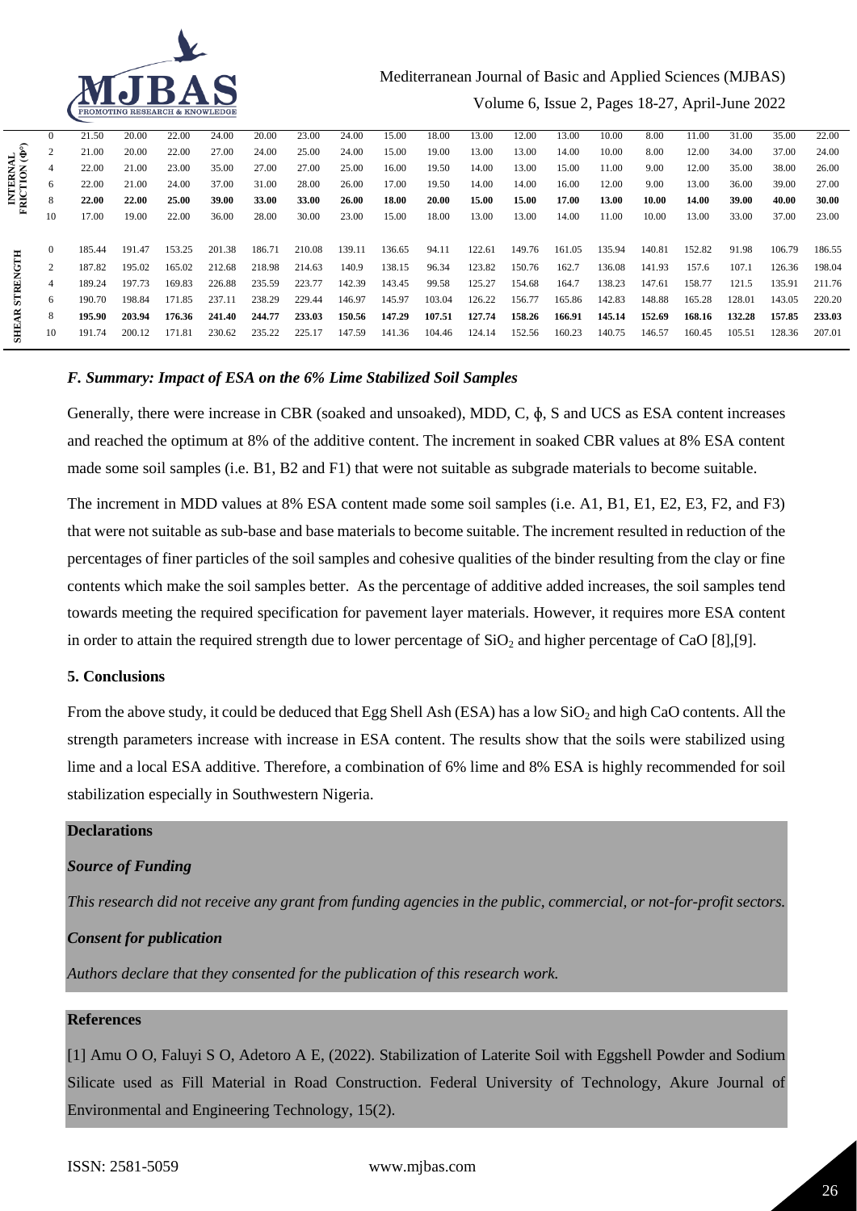| | | | | | | | | | | | | | | | | | | | |
|---|---|---|---|---|---|---|---|---|---|---|---|---|---|---|---|---|---|---|---|
| INTERNAL FRICTION (Φ°) | 0 | 21.50 | 20.00 | 22.00 | 24.00 | 20.00 | 23.00 | 24.00 | 15.00 | 18.00 | 13.00 | 12.00 | 13.00 | 10.00 | 8.00 | 11.00 | 31.00 | 35.00 | 22.00 |
| | 2 | 21.00 | 20.00 | 22.00 | 27.00 | 24.00 | 25.00 | 24.00 | 15.00 | 19.00 | 13.00 | 13.00 | 14.00 | 10.00 | 8.00 | 12.00 | 34.00 | 37.00 | 24.00 |
| | 4 | 22.00 | 21.00 | 23.00 | 35.00 | 27.00 | 27.00 | 25.00 | 16.00 | 19.50 | 14.00 | 13.00 | 15.00 | 11.00 | 9.00 | 12.00 | 35.00 | 38.00 | 26.00 |
| | 6 | 22.00 | 21.00 | 24.00 | 37.00 | 31.00 | 28.00 | 26.00 | 17.00 | 19.50 | 14.00 | 14.00 | 16.00 | 12.00 | 9.00 | 13.00 | 36.00 | 39.00 | 27.00 |
| | 8 | **22.00** | **22.00** | **25.00** | **39.00** | **33.00** | **33.00** | **26.00** | **18.00** | **20.00** | **15.00** | **15.00** | **17.00** | **13.00** | **10.00** | **14.00** | **39.00** | **40.00** | **30.00** |
| | 10 | 17.00 | 19.00 | 22.00 | 36.00 | 28.00 | 30.00 | 23.00 | 15.00 | 18.00 | 13.00 | 13.00 | 14.00 | 11.00 | 10.00 | 13.00 | 33.00 | 37.00 | 23.00 |
| SHEAR STRENGTH | 0 | 185.44 | 191.47 | 153.25 | 201.38 | 186.71 | 210.08 | 139.11 | 136.65 | 94.11 | 122.61 | 149.76 | 161.05 | 135.94 | 140.81 | 152.82 | 91.98 | 106.79 | 186.55 |
| | 2 | 187.82 | 195.02 | 165.02 | 212.68 | 218.98 | 214.63 | 140.9 | 138.15 | 96.34 | 123.82 | 150.76 | 162.7 | 136.08 | 141.93 | 157.6 | 107.1 | 126.36 | 198.04 |
| | 4 | 189.24 | 197.73 | 169.83 | 226.88 | 235.59 | 223.77 | 142.39 | 143.45 | 99.58 | 125.27 | 154.68 | 164.7 | 138.23 | 147.61 | 158.77 | 121.5 | 135.91 | 211.76 |
| | 6 | 190.70 | 198.84 | 171.85 | 237.11 | 238.29 | 229.44 | 146.97 | 145.97 | 103.04 | 126.22 | 156.77 | 165.86 | 142.83 | 148.88 | 165.28 | 128.01 | 143.05 | 220.20 |
| | 8 | **195.90** | **203.94** | **176.36** | **241.40** | **244.77** | **233.03** | **150.56** | **147.29** | **107.51** | **127.74** | **158.26** | **166.91** | **145.14** | **152.69** | **168.16** | **132.28** | **157.85** | **233.03** |
| | 10 | 191.74 | 200.12 | 171.81 | 230.62 | 235.22 | 225.17 | 147.59 | 141.36 | 104.46 | 124.14 | 152.56 | 160.23 | 140.75 | 146.57 | 160.45 | 105.51 | 128.36 | 207.01 |

### *F. Summary: Impact of ESA on the 6% Lime Stabilized Soil Samples*

Generally, there were increase in CBR (soaked and unsoaked), MDD, C, ϕ, S and UCS as ESA content increases and reached the optimum at 8% of the additive content. The increment in soaked CBR values at 8% ESA content made some soil samples (i.e. B1, B2 and F1) that were not suitable as subgrade materials to become suitable.

The increment in MDD values at 8% ESA content made some soil samples (i.e. A1, B1, E1, E2, E3, F2, and F3) that were not suitable as sub-base and base materials to become suitable. The increment resulted in reduction of the percentages of finer particles of the soil samples and cohesive qualities of the binder resulting from the clay or fine contents which make the soil samples better. As the percentage of additive added increases, the soil samples tend towards meeting the required specification for pavement layer materials. However, it requires more ESA content in order to attain the required strength due to lower percentage of $SiO_2$ and higher percentage of CaO [8],[9].

## 5. Conclusions

From the above study, it could be deduced that Egg Shell Ash (ESA) has a low $SiO_2$ and high CaO contents. All the strength parameters increase with increase in ESA content. The results show that the soils were stabilized using lime and a local ESA additive. Therefore, a combination of 6% lime and 8% ESA is highly recommended for soil stabilization especially in Southwestern Nigeria.

## Declarations

### *Source of Funding*

*This research did not receive any grant from funding agencies in the public, commercial, or not-for-profit sectors.*

### *Consent for publication*

*Authors declare that they consented for the publication of this research work.*

## References

[1] Amu O O, Faluyi S O, Adetoro A E, (2022). Stabilization of Laterite Soil with Eggshell Powder and Sodium Silicate used as Fill Material in Road Construction. Federal University of Technology, Akure Journal of Environmental and Engineering Technology, 15(2).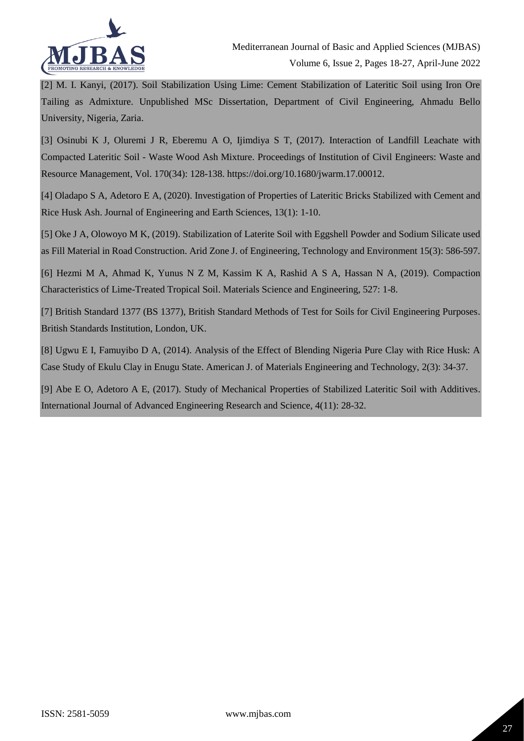[2] M. I. Kanyi, (2017). Soil Stabilization Using Lime: Cement Stabilization of Lateritic Soil using Iron Ore Tailing as Admixture. Unpublished MSc Dissertation, Department of Civil Engineering, Ahmadu Bello University, Nigeria, Zaria.

[3] Osinubi K J, Oluremi J R, Eberemu A O, Ijimdiya S T, (2017). Interaction of Landfill Leachate with Compacted Lateritic Soil - Waste Wood Ash Mixture. Proceedings of Institution of Civil Engineers: Waste and Resource Management, Vol. 170(34): 128-138. https://doi.org/10.1680/jwarm.17.00012.

[4] Oladapo S A, Adetoro E A, (2020). Investigation of Properties of Lateritic Bricks Stabilized with Cement and Rice Husk Ash. Journal of Engineering and Earth Sciences, 13(1): 1-10.

[5] Oke J A, Olowoyo M K, (2019). Stabilization of Laterite Soil with Eggshell Powder and Sodium Silicate used as Fill Material in Road Construction. Arid Zone J. of Engineering, Technology and Environment 15(3): 586-597.

[6] Hezmi M A, Ahmad K, Yunus N Z M, Kassim K A, Rashid A S A, Hassan N A, (2019). Compaction Characteristics of Lime-Treated Tropical Soil. Materials Science and Engineering, 527: 1-8.

[7] British Standard 1377 (BS 1377), British Standard Methods of Test for Soils for Civil Engineering Purposes. British Standards Institution, London, UK.

[8] Ugwu E I, Famuyibo D A, (2014). Analysis of the Effect of Blending Nigeria Pure Clay with Rice Husk: A Case Study of Ekulu Clay in Enugu State. American J. of Materials Engineering and Technology, 2(3): 34-37.

[9] Abe E O, Adetoro A E, (2017). Study of Mechanical Properties of Stabilized Lateritic Soil with Additives. International Journal of Advanced Engineering Research and Science, 4(11): 28-32.